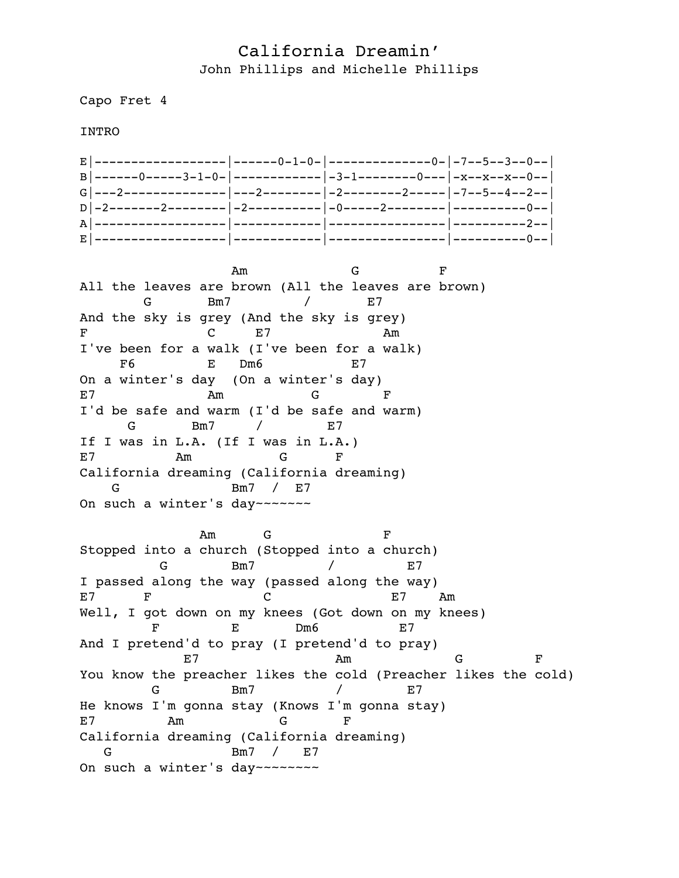# California Dreamin'

John Phillips and Michelle Phillips

Capo Fret 4

INTRO

```
E|-----------------|------0-1-0-|--------------0-|-7--5--3--0--|
B|------0-----3-1-0-|------------|-3-1--------0---|-x--x--x--0--|
G|---2--------------|---2--------|-2--------2-----|-7--5--4--2--|
D|-2-------2--------|-2----------|-0-----2--------|----------0--|
A|------------------|------------|----------------|----------2--|
E|------------------|------------|----------------|----------0--|
```

```
                  Am              G          F
All the leaves are brown (All the leaves are brown)
        G       Bm7         /       E7
And the sky is grey (And the sky is grey)
F               C     E7               Am
I've been for a walk (I've been for a walk)
     F6          E   Dm6          E7
On a winter's day  (On a winter's day)
E7              Am          G       F
I'd be safe and warm (I'd be safe and warm)
      G       Bm7     /        E7
If I was in L.A. (If I was in L.A.)
E7          Am          G      F
California dreaming (California dreaming)
    G              Bm7  /  E7
On such a winter's day~~~~~~~

               Am      G              F
Stopped into a church (Stopped into a church)
          G       Bm7         /         E7
I passed along the way (passed along the way)
E7      F              C               E7    Am
Well, I got down on my knees (Got down on my knees)
         F        E       Dm6          E7
And I pretend'd to pray (I pretend'd to pray)
             E7                Am           G         F
You know the preacher likes the cold (Preacher likes the cold)
         G        Bm7         /         E7
He knows I'm gonna stay (Knows I'm gonna stay)
E7         Am          G      F
California dreaming (California dreaming)
   G              Bm7  /   E7
On such a winter's day~~~~~~~~
```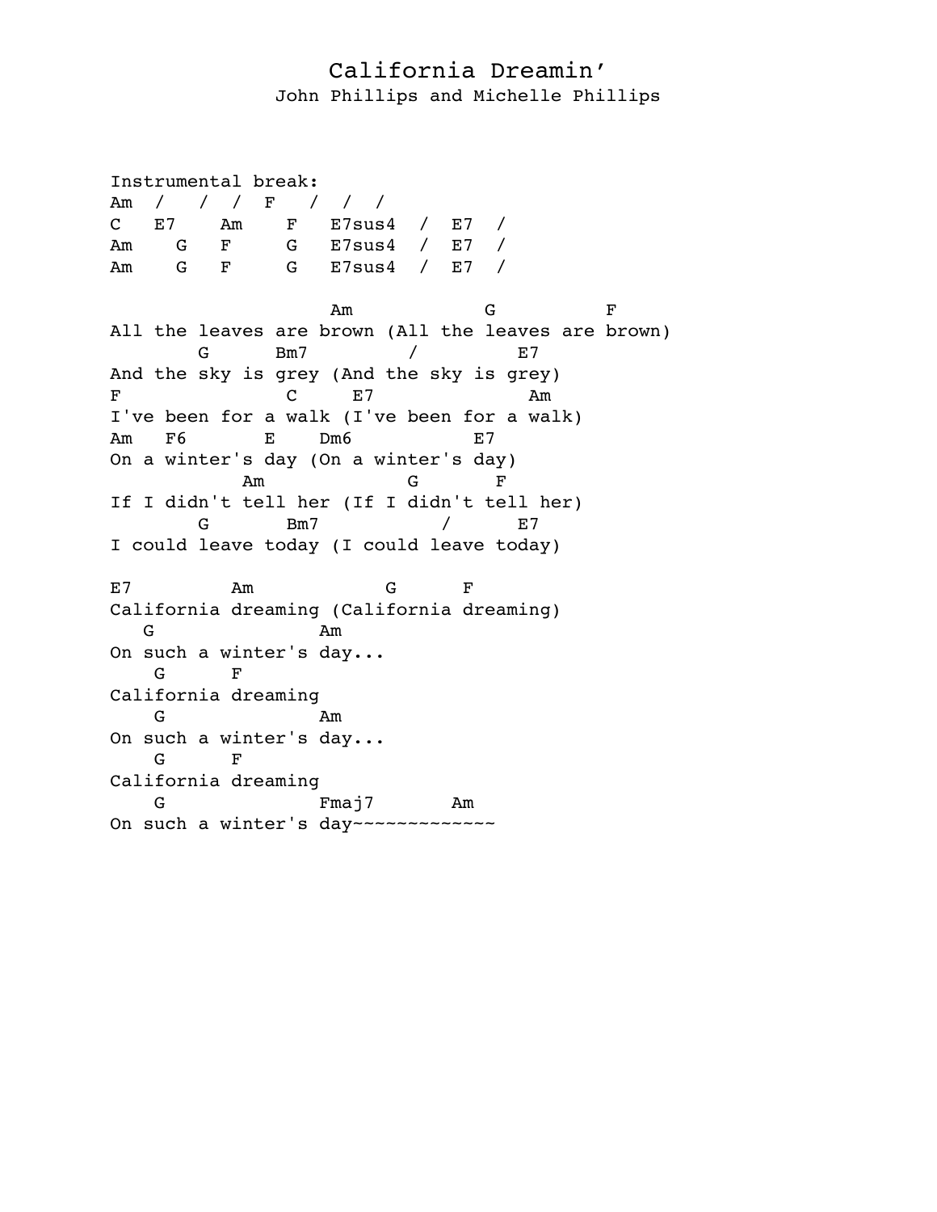# California Dreamin'

John Phillips and Michelle Phillips

```
Instrumental break:
Am  /   /  /  F   /  /  /
C   E7    Am    F   E7sus4  /  E7  /
Am    G   F     G   E7sus4  /  E7  /
Am    G   F     G   E7sus4  /  E7  /

                    Am            G          F
All the leaves are brown (All the leaves are brown)
        G      Bm7         /         E7
And the sky is grey (And the sky is grey)
F               C     E7              Am
I've been for a walk (I've been for a walk)
Am   F6       E    Dm6           E7
On a winter's day (On a winter's day)
            Am             G       F
If I didn't tell her (If I didn't tell her)
        G       Bm7           /      E7
I could leave today (I could leave today)

E7         Am            G      F
California dreaming (California dreaming)
   G               Am
On such a winter's day...
    G      F
California dreaming
    G              Am
On such a winter's day...
    G      F
California dreaming
    G              Fmaj7       Am
On such a winter's day~~~~~~~~~~~~~
```